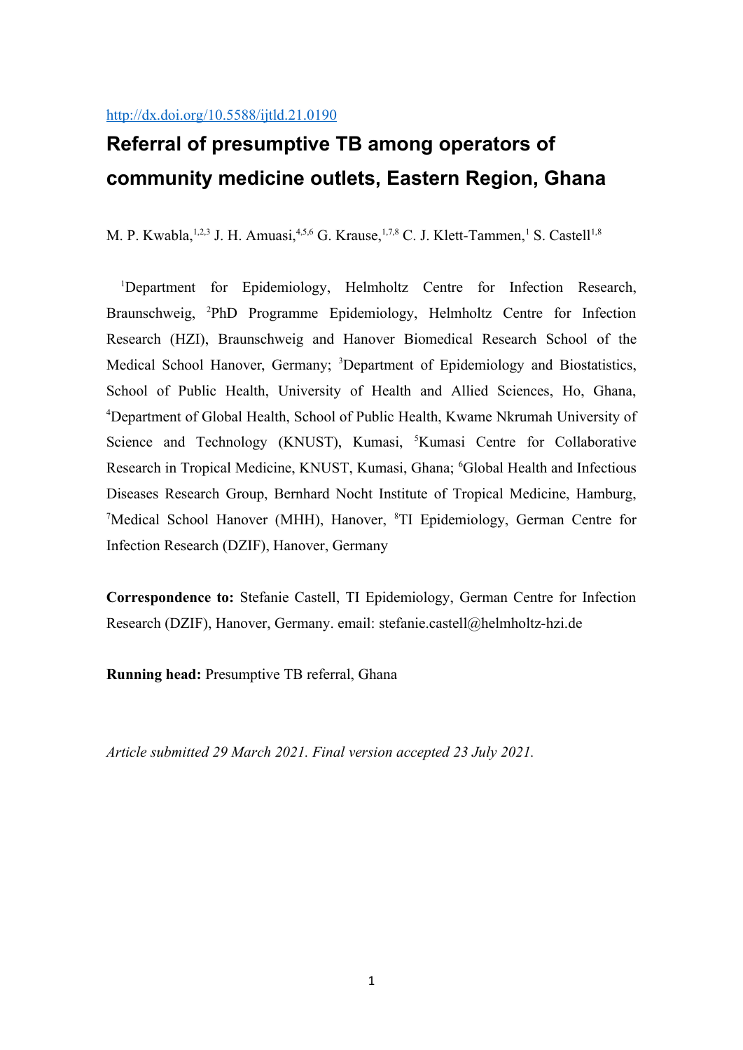http://dx.doi.org/10.5588/ijtld.21.0190

# Referral of presumptive TB among operators of community medicine outlets, Eastern Region, Ghana

M. P. Kwabla,[1,2,3] J. H. Amuasi,[4,5,6] G. Krause,[1,7,8] C. J. Klett-Tammen,[1] S. Castell[1,8]

[1]Department for Epidemiology, Helmholtz Centre for Infection Research, Braunschweig, [2]PhD Programme Epidemiology, Helmholtz Centre for Infection Research (HZI), Braunschweig and Hanover Biomedical Research School of the Medical School Hanover, Germany; [3]Department of Epidemiology and Biostatistics, School of Public Health, University of Health and Allied Sciences, Ho, Ghana, [4]Department of Global Health, School of Public Health, Kwame Nkrumah University of Science and Technology (KNUST), Kumasi, [5]Kumasi Centre for Collaborative Research in Tropical Medicine, KNUST, Kumasi, Ghana; [6]Global Health and Infectious Diseases Research Group, Bernhard Nocht Institute of Tropical Medicine, Hamburg, [7]Medical School Hanover (MHH), Hanover, [8]TI Epidemiology, German Centre for Infection Research (DZIF), Hanover, Germany

**Correspondence to:** Stefanie Castell, TI Epidemiology, German Centre for Infection Research (DZIF), Hanover, Germany. email: stefanie.castell@helmholtz-hzi.de

**Running head:** Presumptive TB referral, Ghana

*Article submitted 29 March 2021. Final version accepted 23 July 2021.*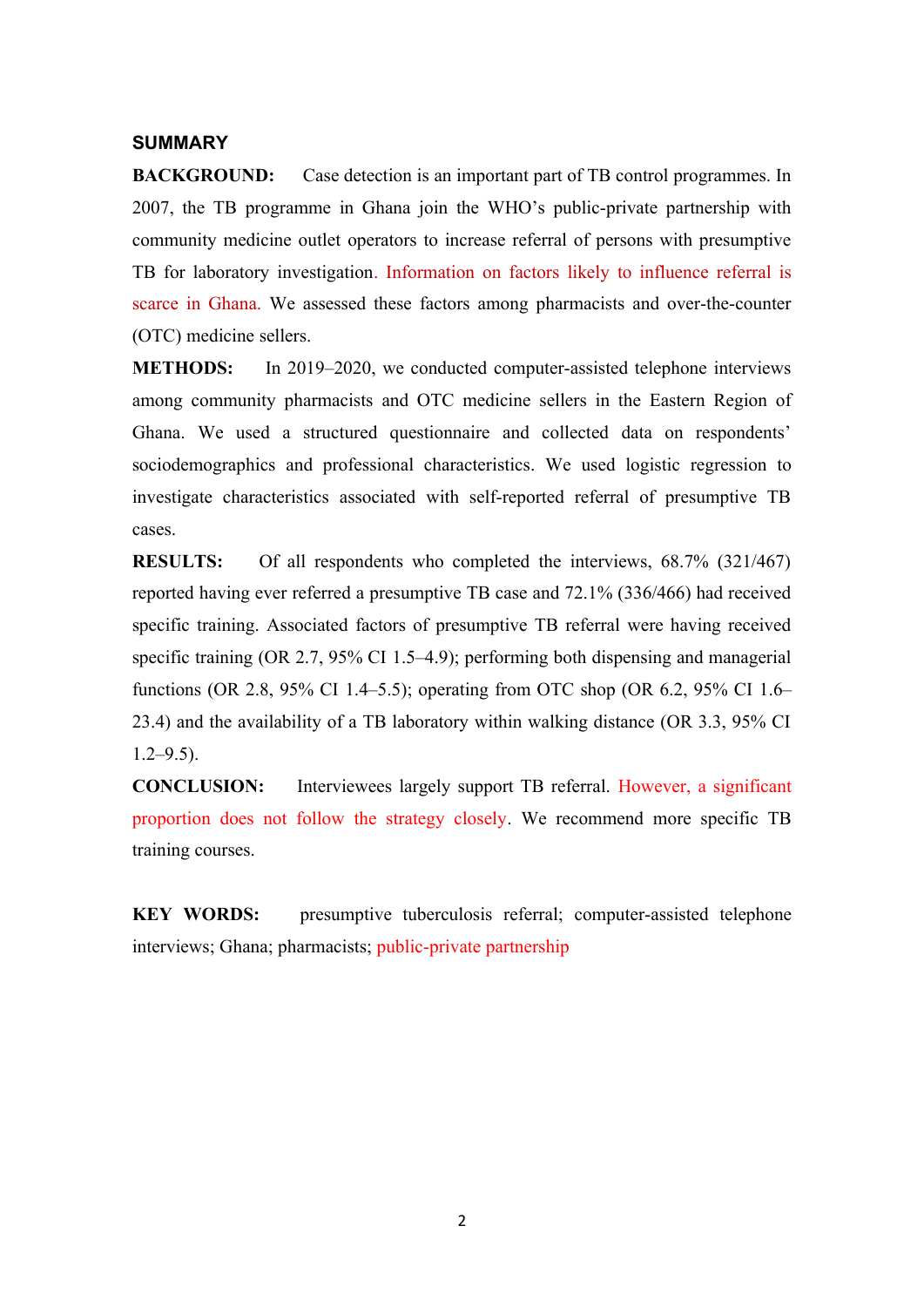## SUMMARY

**BACKGROUND:** Case detection is an important part of TB control programmes. In 2007, the TB programme in Ghana join the WHO's public-private partnership with community medicine outlet operators to increase referral of persons with presumptive TB for laboratory investigation. Information on factors likely to influence referral is scarce in Ghana. We assessed these factors among pharmacists and over-the-counter (OTC) medicine sellers.

**METHODS:** In 2019–2020, we conducted computer-assisted telephone interviews among community pharmacists and OTC medicine sellers in the Eastern Region of Ghana. We used a structured questionnaire and collected data on respondents' sociodemographics and professional characteristics. We used logistic regression to investigate characteristics associated with self-reported referral of presumptive TB cases.

**RESULTS:** Of all respondents who completed the interviews, 68.7% (321/467) reported having ever referred a presumptive TB case and 72.1% (336/466) had received specific training. Associated factors of presumptive TB referral were having received specific training (OR 2.7, 95% CI 1.5–4.9); performing both dispensing and managerial functions (OR 2.8, 95% CI 1.4–5.5); operating from OTC shop (OR 6.2, 95% CI 1.6–23.4) and the availability of a TB laboratory within walking distance (OR 3.3, 95% CI 1.2–9.5).

**CONCLUSION:** Interviewees largely support TB referral. However, a significant proportion does not follow the strategy closely. We recommend more specific TB training courses.

**KEY WORDS:** presumptive tuberculosis referral; computer-assisted telephone interviews; Ghana; pharmacists; public-private partnership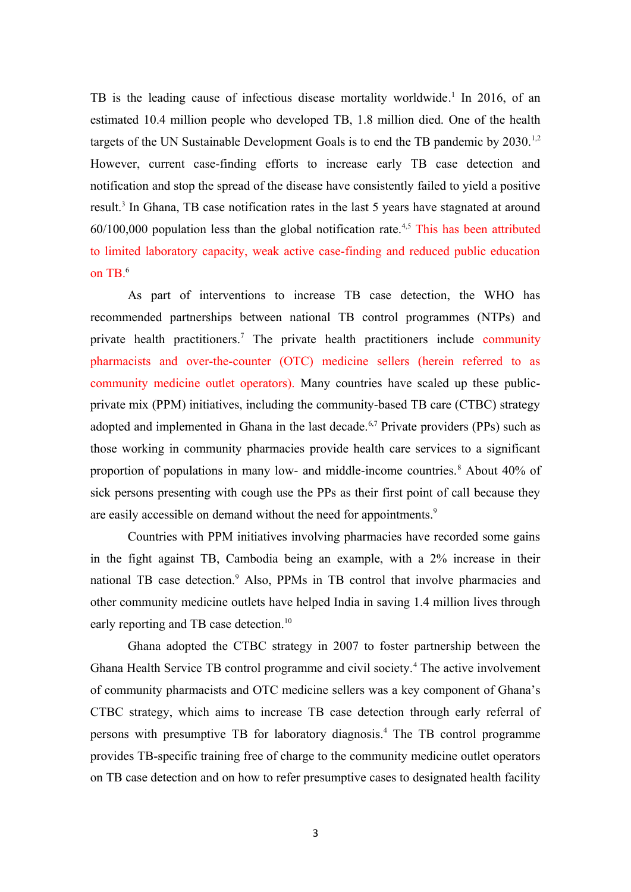TB is the leading cause of infectious disease mortality worldwide.[1] In 2016, of an estimated 10.4 million people who developed TB, 1.8 million died. One of the health targets of the UN Sustainable Development Goals is to end the TB pandemic by 2030.[1,2] However, current case-finding efforts to increase early TB case detection and notification and stop the spread of the disease have consistently failed to yield a positive result.[3] In Ghana, TB case notification rates in the last 5 years have stagnated at around 60/100,000 population less than the global notification rate.[4,5] This has been attributed to limited laboratory capacity, weak active case-finding and reduced public education on TB.[6]

As part of interventions to increase TB case detection, the WHO has recommended partnerships between national TB control programmes (NTPs) and private health practitioners.[7] The private health practitioners include community pharmacists and over-the-counter (OTC) medicine sellers (herein referred to as community medicine outlet operators). Many countries have scaled up these public-private mix (PPM) initiatives, including the community-based TB care (CTBC) strategy adopted and implemented in Ghana in the last decade.[6,7] Private providers (PPs) such as those working in community pharmacies provide health care services to a significant proportion of populations in many low- and middle-income countries.[8] About 40% of sick persons presenting with cough use the PPs as their first point of call because they are easily accessible on demand without the need for appointments.[9]

Countries with PPM initiatives involving pharmacies have recorded some gains in the fight against TB, Cambodia being an example, with a 2% increase in their national TB case detection.[9] Also, PPMs in TB control that involve pharmacies and other community medicine outlets have helped India in saving 1.4 million lives through early reporting and TB case detection.[10]

Ghana adopted the CTBC strategy in 2007 to foster partnership between the Ghana Health Service TB control programme and civil society.[4] The active involvement of community pharmacists and OTC medicine sellers was a key component of Ghana's CTBC strategy, which aims to increase TB case detection through early referral of persons with presumptive TB for laboratory diagnosis.[4] The TB control programme provides TB-specific training free of charge to the community medicine outlet operators on TB case detection and on how to refer presumptive cases to designated health facility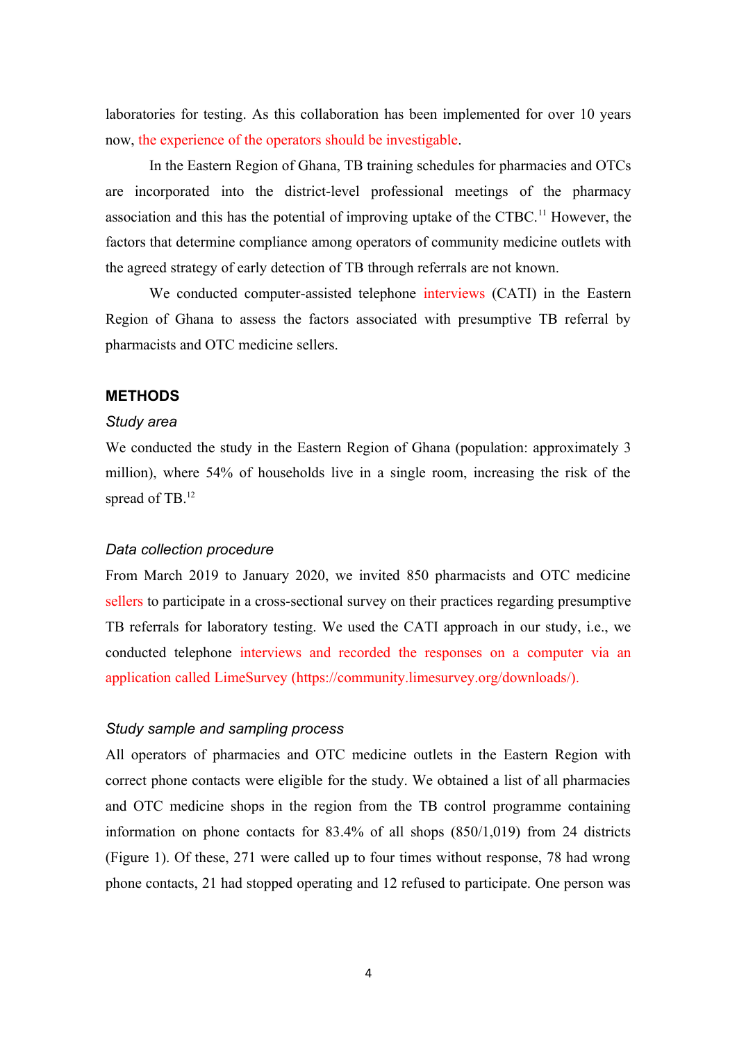laboratories for testing. As this collaboration has been implemented for over 10 years now, the experience of the operators should be investigable.

In the Eastern Region of Ghana, TB training schedules for pharmacies and OTCs are incorporated into the district-level professional meetings of the pharmacy association and this has the potential of improving uptake of the CTBC.[11] However, the factors that determine compliance among operators of community medicine outlets with the agreed strategy of early detection of TB through referrals are not known.

We conducted computer-assisted telephone interviews (CATI) in the Eastern Region of Ghana to assess the factors associated with presumptive TB referral by pharmacists and OTC medicine sellers.

## METHODS

### *Study area*

We conducted the study in the Eastern Region of Ghana (population: approximately 3 million), where 54% of households live in a single room, increasing the risk of the spread of TB.[12]

### *Data collection procedure*

From March 2019 to January 2020, we invited 850 pharmacists and OTC medicine sellers to participate in a cross-sectional survey on their practices regarding presumptive TB referrals for laboratory testing. We used the CATI approach in our study, i.e., we conducted telephone interviews and recorded the responses on a computer via an application called LimeSurvey (https://community.limesurvey.org/downloads/).

### *Study sample and sampling process*

All operators of pharmacies and OTC medicine outlets in the Eastern Region with correct phone contacts were eligible for the study. We obtained a list of all pharmacies and OTC medicine shops in the region from the TB control programme containing information on phone contacts for 83.4% of all shops (850/1,019) from 24 districts (Figure 1). Of these, 271 were called up to four times without response, 78 had wrong phone contacts, 21 had stopped operating and 12 refused to participate. One person was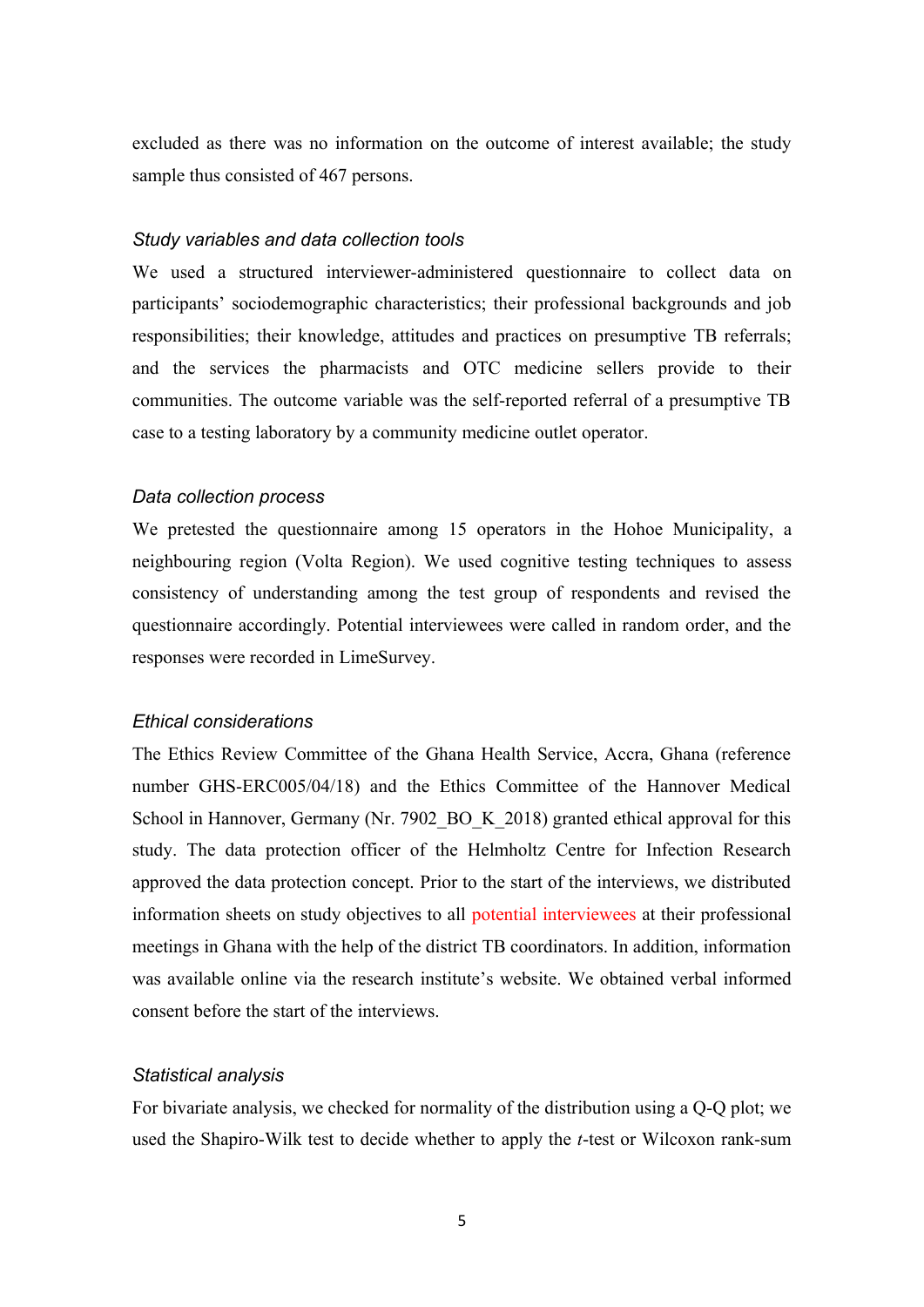excluded as there was no information on the outcome of interest available; the study sample thus consisted of 467 persons.

### *Study variables and data collection tools*

We used a structured interviewer-administered questionnaire to collect data on participants' sociodemographic characteristics; their professional backgrounds and job responsibilities; their knowledge, attitudes and practices on presumptive TB referrals; and the services the pharmacists and OTC medicine sellers provide to their communities. The outcome variable was the self-reported referral of a presumptive TB case to a testing laboratory by a community medicine outlet operator.

### *Data collection process*

We pretested the questionnaire among 15 operators in the Hohoe Municipality, a neighbouring region (Volta Region). We used cognitive testing techniques to assess consistency of understanding among the test group of respondents and revised the questionnaire accordingly. Potential interviewees were called in random order, and the responses were recorded in LimeSurvey.

### *Ethical considerations*

The Ethics Review Committee of the Ghana Health Service, Accra, Ghana (reference number GHS-ERC005/04/18) and the Ethics Committee of the Hannover Medical School in Hannover, Germany (Nr. 7902_BO_K_2018) granted ethical approval for this study. The data protection officer of the Helmholtz Centre for Infection Research approved the data protection concept. Prior to the start of the interviews, we distributed information sheets on study objectives to all potential interviewees at their professional meetings in Ghana with the help of the district TB coordinators. In addition, information was available online via the research institute's website. We obtained verbal informed consent before the start of the interviews.

### *Statistical analysis*

For bivariate analysis, we checked for normality of the distribution using a Q-Q plot; we used the Shapiro-Wilk test to decide whether to apply the *t*-test or Wilcoxon rank-sum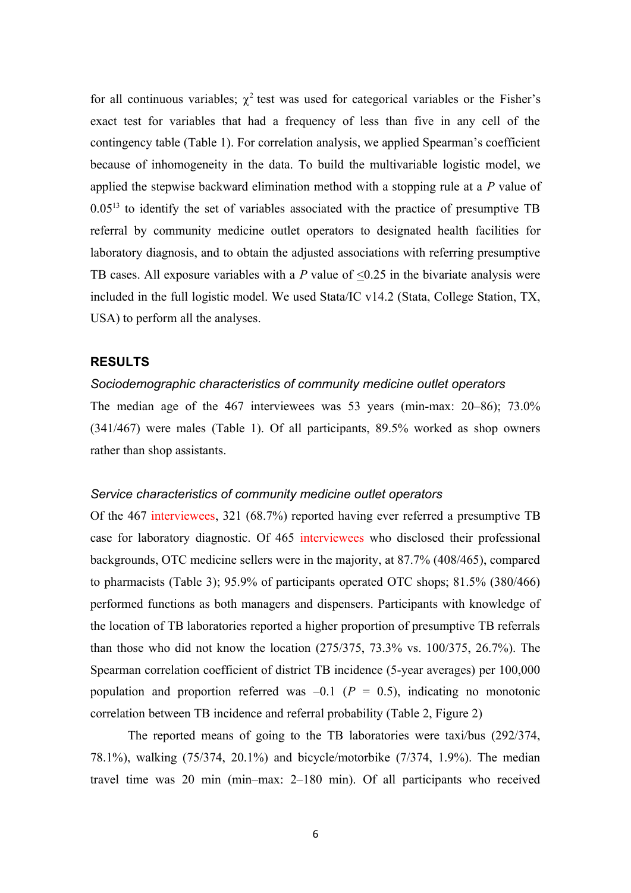for all continuous variables; $\chi^2$ test was used for categorical variables or the Fisher's exact test for variables that had a frequency of less than five in any cell of the contingency table (Table 1). For correlation analysis, we applied Spearman's coefficient because of inhomogeneity in the data. To build the multivariable logistic model, we applied the stepwise backward elimination method with a stopping rule at a *P* value of 0.05[13] to identify the set of variables associated with the practice of presumptive TB referral by community medicine outlet operators to designated health facilities for laboratory diagnosis, and to obtain the adjusted associations with referring presumptive TB cases. All exposure variables with a *P* value of $\leq$0.25 in the bivariate analysis were included in the full logistic model. We used Stata/IC v14.2 (Stata, College Station, TX, USA) to perform all the analyses.

## RESULTS

### *Sociodemographic characteristics of community medicine outlet operators*

The median age of the 467 interviewees was 53 years (min-max: 20–86); 73.0% (341/467) were males (Table 1). Of all participants, 89.5% worked as shop owners rather than shop assistants.

### *Service characteristics of community medicine outlet operators*

Of the 467 interviewees, 321 (68.7%) reported having ever referred a presumptive TB case for laboratory diagnostic. Of 465 interviewees who disclosed their professional backgrounds, OTC medicine sellers were in the majority, at 87.7% (408/465), compared to pharmacists (Table 3); 95.9% of participants operated OTC shops; 81.5% (380/466) performed functions as both managers and dispensers. Participants with knowledge of the location of TB laboratories reported a higher proportion of presumptive TB referrals than those who did not know the location (275/375, 73.3% vs. 100/375, 26.7%). The Spearman correlation coefficient of district TB incidence (5-year averages) per 100,000 population and proportion referred was –0.1 (*P* = 0.5), indicating no monotonic correlation between TB incidence and referral probability (Table 2, Figure 2)

The reported means of going to the TB laboratories were taxi/bus (292/374, 78.1%), walking (75/374, 20.1%) and bicycle/motorbike (7/374, 1.9%). The median travel time was 20 min (min–max: 2–180 min). Of all participants who received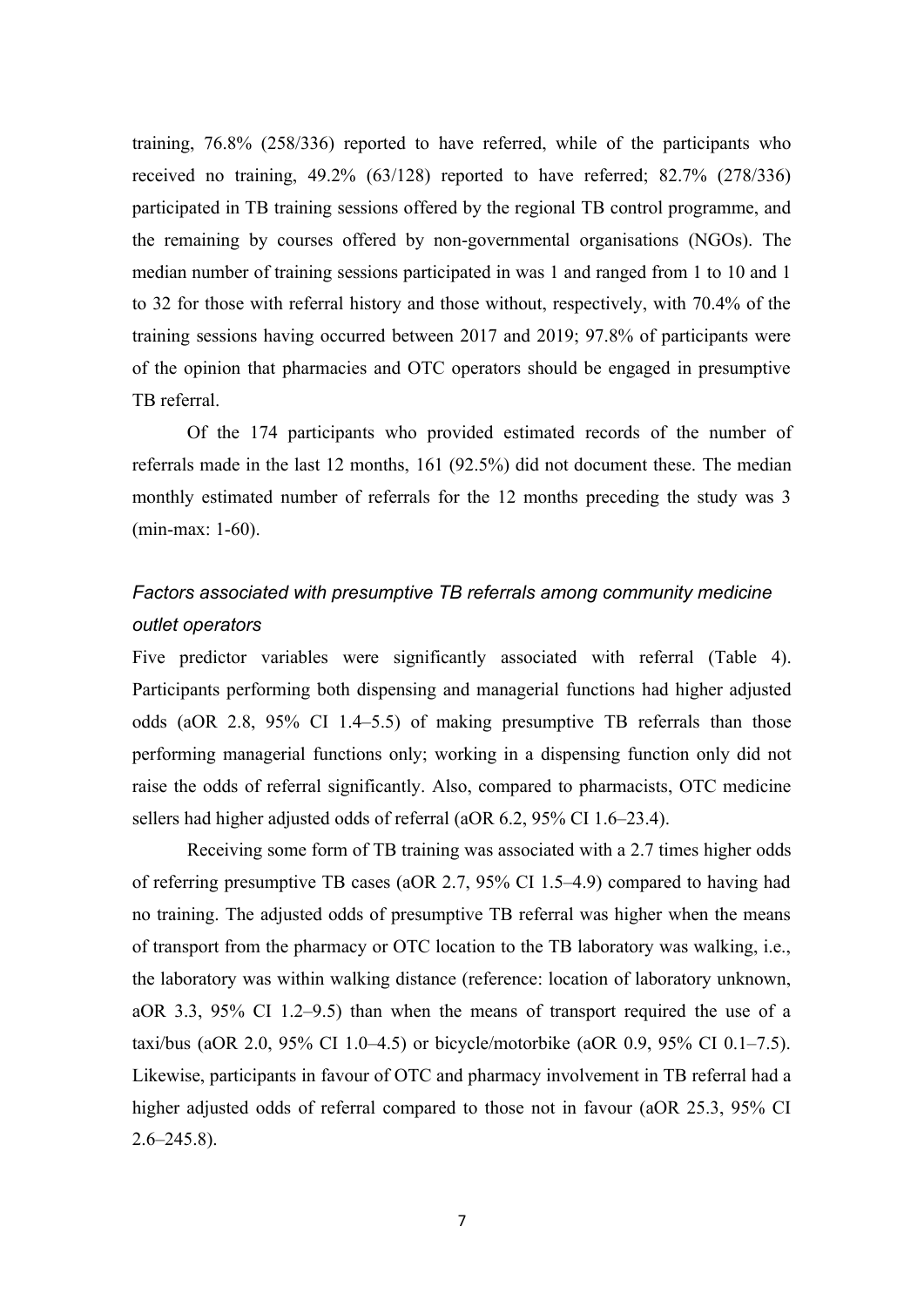training, 76.8% (258/336) reported to have referred, while of the participants who received no training, 49.2% (63/128) reported to have referred; 82.7% (278/336) participated in TB training sessions offered by the regional TB control programme, and the remaining by courses offered by non-governmental organisations (NGOs). The median number of training sessions participated in was 1 and ranged from 1 to 10 and 1 to 32 for those with referral history and those without, respectively, with 70.4% of the training sessions having occurred between 2017 and 2019; 97.8% of participants were of the opinion that pharmacies and OTC operators should be engaged in presumptive TB referral.

Of the 174 participants who provided estimated records of the number of referrals made in the last 12 months, 161 (92.5%) did not document these. The median monthly estimated number of referrals for the 12 months preceding the study was 3 (min-max: 1-60).

### *Factors associated with presumptive TB referrals among community medicine outlet operators*

Five predictor variables were significantly associated with referral (Table 4). Participants performing both dispensing and managerial functions had higher adjusted odds (aOR 2.8, 95% CI 1.4–5.5) of making presumptive TB referrals than those performing managerial functions only; working in a dispensing function only did not raise the odds of referral significantly. Also, compared to pharmacists, OTC medicine sellers had higher adjusted odds of referral (aOR 6.2, 95% CI 1.6–23.4).

Receiving some form of TB training was associated with a 2.7 times higher odds of referring presumptive TB cases (aOR 2.7, 95% CI 1.5–4.9) compared to having had no training. The adjusted odds of presumptive TB referral was higher when the means of transport from the pharmacy or OTC location to the TB laboratory was walking, i.e., the laboratory was within walking distance (reference: location of laboratory unknown, aOR 3.3, 95% CI 1.2–9.5) than when the means of transport required the use of a taxi/bus (aOR 2.0, 95% CI 1.0–4.5) or bicycle/motorbike (aOR 0.9, 95% CI 0.1–7.5). Likewise, participants in favour of OTC and pharmacy involvement in TB referral had a higher adjusted odds of referral compared to those not in favour (aOR 25.3, 95% CI 2.6–245.8).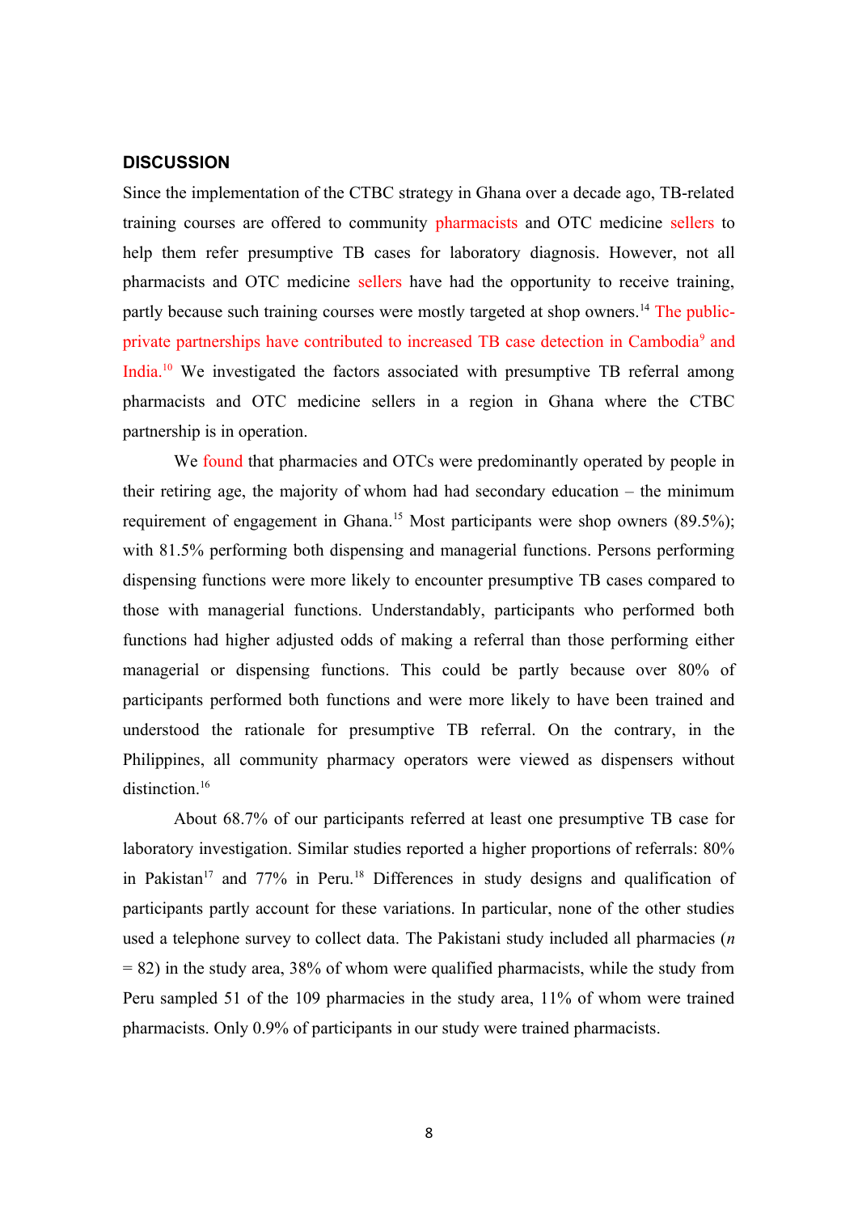## DISCUSSION

Since the implementation of the CTBC strategy in Ghana over a decade ago, TB-related training courses are offered to community pharmacists and OTC medicine sellers to help them refer presumptive TB cases for laboratory diagnosis. However, not all pharmacists and OTC medicine sellers have had the opportunity to receive training, partly because such training courses were mostly targeted at shop owners.[14] The public-private partnerships have contributed to increased TB case detection in Cambodia[9] and India.[10] We investigated the factors associated with presumptive TB referral among pharmacists and OTC medicine sellers in a region in Ghana where the CTBC partnership is in operation.

We found that pharmacies and OTCs were predominantly operated by people in their retiring age, the majority of whom had had secondary education – the minimum requirement of engagement in Ghana.[15] Most participants were shop owners (89.5%); with 81.5% performing both dispensing and managerial functions. Persons performing dispensing functions were more likely to encounter presumptive TB cases compared to those with managerial functions. Understandably, participants who performed both functions had higher adjusted odds of making a referral than those performing either managerial or dispensing functions. This could be partly because over 80% of participants performed both functions and were more likely to have been trained and understood the rationale for presumptive TB referral. On the contrary, in the Philippines, all community pharmacy operators were viewed as dispensers without distinction.[16]

About 68.7% of our participants referred at least one presumptive TB case for laboratory investigation. Similar studies reported a higher proportions of referrals: 80% in Pakistan[17] and 77% in Peru.[18] Differences in study designs and qualification of participants partly account for these variations. In particular, none of the other studies used a telephone survey to collect data. The Pakistani study included all pharmacies (*n* = 82) in the study area, 38% of whom were qualified pharmacists, while the study from Peru sampled 51 of the 109 pharmacies in the study area, 11% of whom were trained pharmacists. Only 0.9% of participants in our study were trained pharmacists.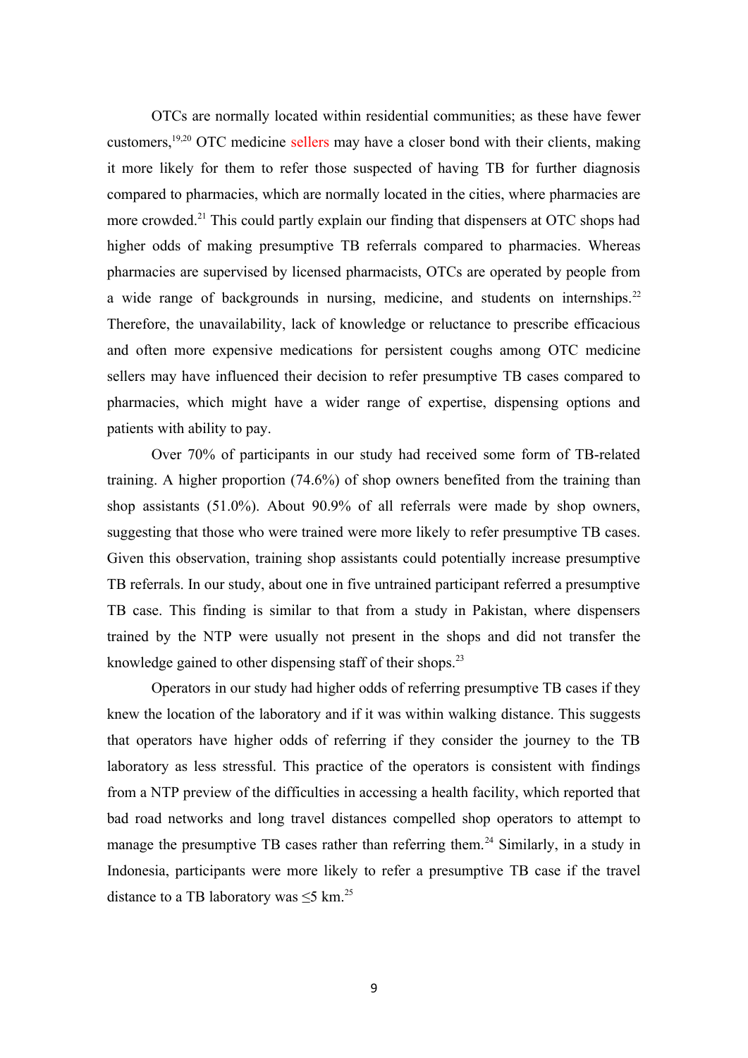OTCs are normally located within residential communities; as these have fewer customers,[19,20] OTC medicine sellers may have a closer bond with their clients, making it more likely for them to refer those suspected of having TB for further diagnosis compared to pharmacies, which are normally located in the cities, where pharmacies are more crowded.[21] This could partly explain our finding that dispensers at OTC shops had higher odds of making presumptive TB referrals compared to pharmacies. Whereas pharmacies are supervised by licensed pharmacists, OTCs are operated by people from a wide range of backgrounds in nursing, medicine, and students on internships.[22] Therefore, the unavailability, lack of knowledge or reluctance to prescribe efficacious and often more expensive medications for persistent coughs among OTC medicine sellers may have influenced their decision to refer presumptive TB cases compared to pharmacies, which might have a wider range of expertise, dispensing options and patients with ability to pay.

Over 70% of participants in our study had received some form of TB-related training. A higher proportion (74.6%) of shop owners benefited from the training than shop assistants (51.0%). About 90.9% of all referrals were made by shop owners, suggesting that those who were trained were more likely to refer presumptive TB cases. Given this observation, training shop assistants could potentially increase presumptive TB referrals. In our study, about one in five untrained participant referred a presumptive TB case. This finding is similar to that from a study in Pakistan, where dispensers trained by the NTP were usually not present in the shops and did not transfer the knowledge gained to other dispensing staff of their shops.[23]

Operators in our study had higher odds of referring presumptive TB cases if they knew the location of the laboratory and if it was within walking distance. This suggests that operators have higher odds of referring if they consider the journey to the TB laboratory as less stressful. This practice of the operators is consistent with findings from a NTP preview of the difficulties in accessing a health facility, which reported that bad road networks and long travel distances compelled shop operators to attempt to manage the presumptive TB cases rather than referring them.[24] Similarly, in a study in Indonesia, participants were more likely to refer a presumptive TB case if the travel distance to a TB laboratory was ≤5 km.[25]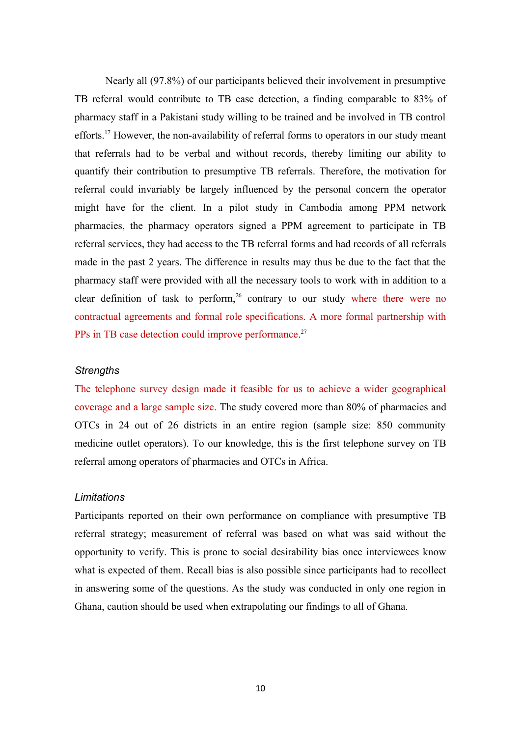Nearly all (97.8%) of our participants believed their involvement in presumptive TB referral would contribute to TB case detection, a finding comparable to 83% of pharmacy staff in a Pakistani study willing to be trained and be involved in TB control efforts.[17] However, the non-availability of referral forms to operators in our study meant that referrals had to be verbal and without records, thereby limiting our ability to quantify their contribution to presumptive TB referrals. Therefore, the motivation for referral could invariably be largely influenced by the personal concern the operator might have for the client. In a pilot study in Cambodia among PPM network pharmacies, the pharmacy operators signed a PPM agreement to participate in TB referral services, they had access to the TB referral forms and had records of all referrals made in the past 2 years. The difference in results may thus be due to the fact that the pharmacy staff were provided with all the necessary tools to work with in addition to a clear definition of task to perform,[26] contrary to our study where there were no contractual agreements and formal role specifications. A more formal partnership with PPs in TB case detection could improve performance.[27]

### *Strengths*

The telephone survey design made it feasible for us to achieve a wider geographical coverage and a large sample size. The study covered more than 80% of pharmacies and OTCs in 24 out of 26 districts in an entire region (sample size: 850 community medicine outlet operators). To our knowledge, this is the first telephone survey on TB referral among operators of pharmacies and OTCs in Africa.

### *Limitations*

Participants reported on their own performance on compliance with presumptive TB referral strategy; measurement of referral was based on what was said without the opportunity to verify. This is prone to social desirability bias once interviewees know what is expected of them. Recall bias is also possible since participants had to recollect in answering some of the questions. As the study was conducted in only one region in Ghana, caution should be used when extrapolating our findings to all of Ghana.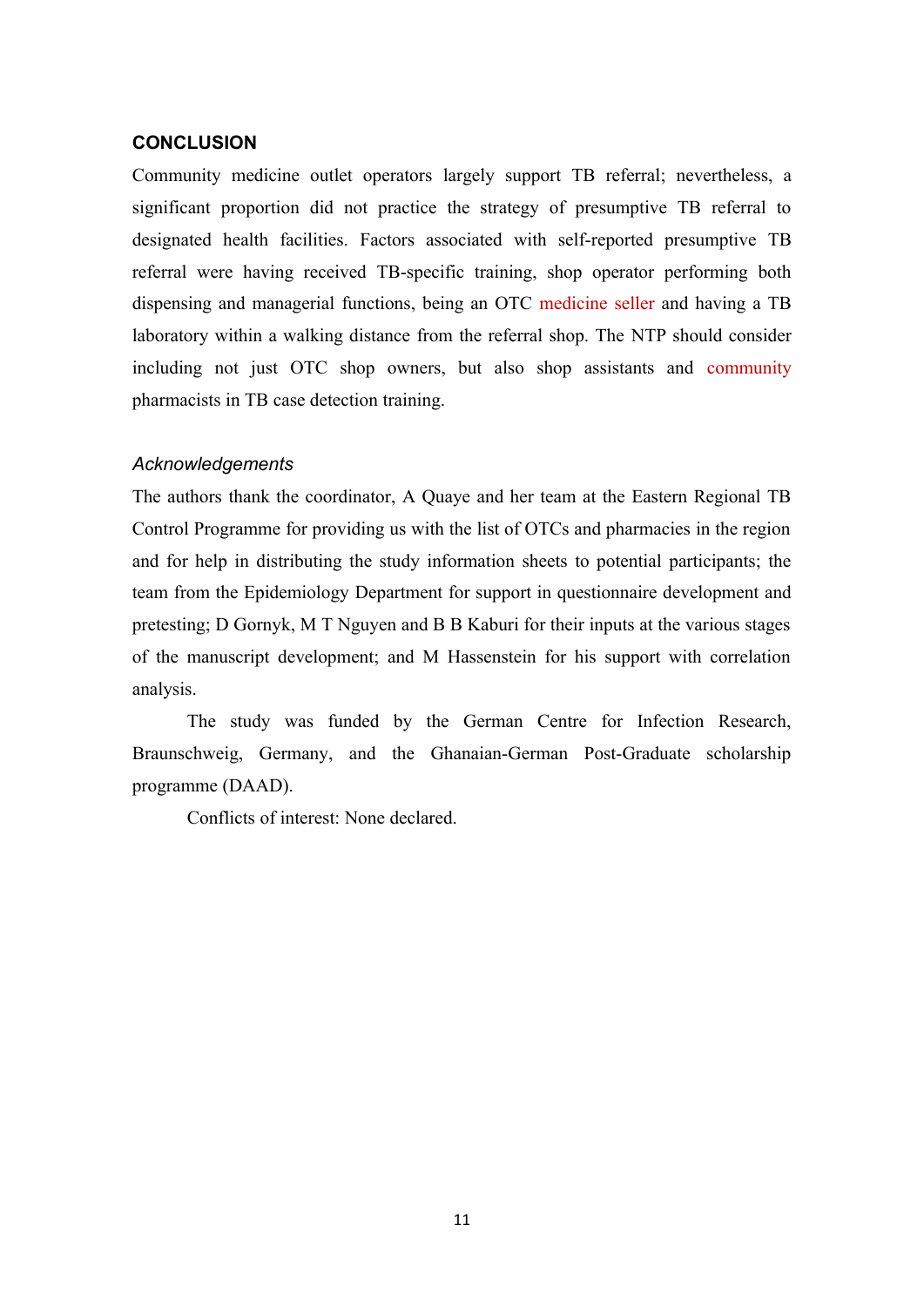## CONCLUSION

Community medicine outlet operators largely support TB referral; nevertheless, a significant proportion did not practice the strategy of presumptive TB referral to designated health facilities. Factors associated with self-reported presumptive TB referral were having received TB-specific training, shop operator performing both dispensing and managerial functions, being an OTC medicine seller and having a TB laboratory within a walking distance from the referral shop. The NTP should consider including not just OTC shop owners, but also shop assistants and community pharmacists in TB case detection training.

### *Acknowledgements*

The authors thank the coordinator, A Quaye and her team at the Eastern Regional TB Control Programme for providing us with the list of OTCs and pharmacies in the region and for help in distributing the study information sheets to potential participants; the team from the Epidemiology Department for support in questionnaire development and pretesting; D Gornyk, M T Nguyen and B B Kaburi for their inputs at the various stages of the manuscript development; and M Hassenstein for his support with correlation analysis.

The study was funded by the German Centre for Infection Research, Braunschweig, Germany, and the Ghanaian-German Post-Graduate scholarship programme (DAAD).

Conflicts of interest: None declared.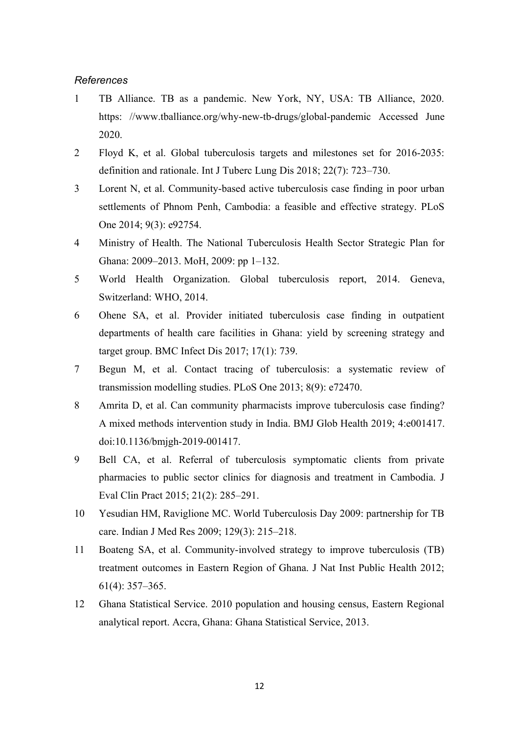*References*

1 TB Alliance. TB as a pandemic. New York, NY, USA: TB Alliance, 2020. https: //www.tballiance.org/why-new-tb-drugs/global-pandemic Accessed June 2020.

2 Floyd K, et al. Global tuberculosis targets and milestones set for 2016-2035: definition and rationale. Int J Tuberc Lung Dis 2018; 22(7): 723–730.

3 Lorent N, et al. Community-based active tuberculosis case finding in poor urban settlements of Phnom Penh, Cambodia: a feasible and effective strategy. PLoS One 2014; 9(3): e92754.

4 Ministry of Health. The National Tuberculosis Health Sector Strategic Plan for Ghana: 2009–2013. MoH, 2009: pp 1–132.

5 World Health Organization. Global tuberculosis report, 2014. Geneva, Switzerland: WHO, 2014.

6 Ohene SA, et al. Provider initiated tuberculosis case finding in outpatient departments of health care facilities in Ghana: yield by screening strategy and target group. BMC Infect Dis 2017; 17(1): 739.

7 Begun M, et al. Contact tracing of tuberculosis: a systematic review of transmission modelling studies. PLoS One 2013; 8(9): e72470.

8 Amrita D, et al. Can community pharmacists improve tuberculosis case finding? A mixed methods intervention study in India. BMJ Glob Health 2019; 4:e001417. doi:10.1136/bmjgh-2019-001417.

9 Bell CA, et al. Referral of tuberculosis symptomatic clients from private pharmacies to public sector clinics for diagnosis and treatment in Cambodia. J Eval Clin Pract 2015; 21(2): 285–291.

10 Yesudian HM, Raviglione MC. World Tuberculosis Day 2009: partnership for TB care. Indian J Med Res 2009; 129(3): 215–218.

11 Boateng SA, et al. Community-involved strategy to improve tuberculosis (TB) treatment outcomes in Eastern Region of Ghana. J Nat Inst Public Health 2012; 61(4): 357–365.

12 Ghana Statistical Service. 2010 population and housing census, Eastern Regional analytical report. Accra, Ghana: Ghana Statistical Service, 2013.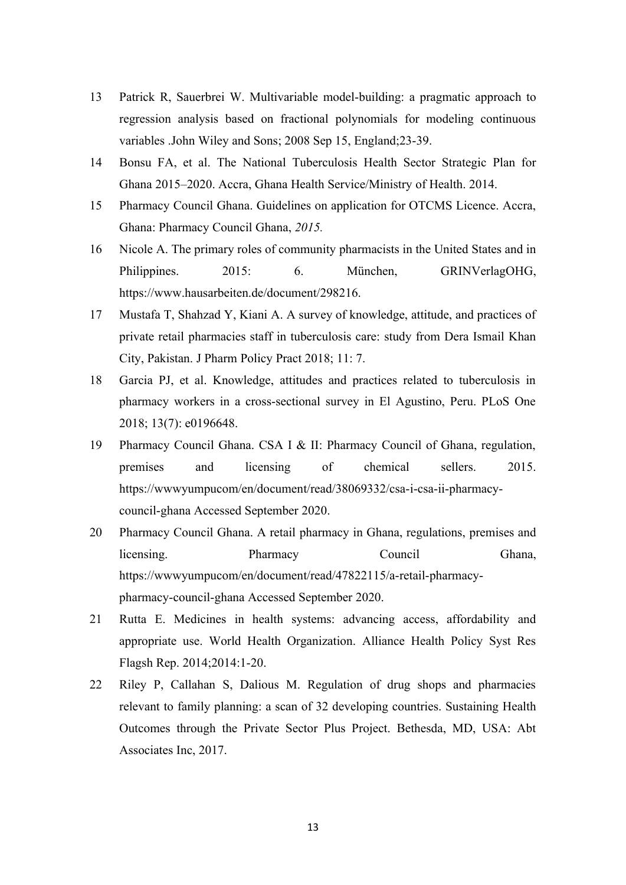13 Patrick R, Sauerbrei W. Multivariable model-building: a pragmatic approach to regression analysis based on fractional polynomials for modeling continuous variables .John Wiley and Sons; 2008 Sep 15, England;23-39.

14 Bonsu FA, et al. The National Tuberculosis Health Sector Strategic Plan for Ghana 2015–2020. Accra, Ghana Health Service/Ministry of Health. 2014.

15 Pharmacy Council Ghana. Guidelines on application for OTCMS Licence. Accra, Ghana: Pharmacy Council Ghana, *2015.*

16 Nicole A. The primary roles of community pharmacists in the United States and in Philippines. 2015: 6. München, GRINVerlagOHG, https://www.hausarbeiten.de/document/298216.

17 Mustafa T, Shahzad Y, Kiani A. A survey of knowledge, attitude, and practices of private retail pharmacies staff in tuberculosis care: study from Dera Ismail Khan City, Pakistan. J Pharm Policy Pract 2018; 11: 7.

18 Garcia PJ, et al. Knowledge, attitudes and practices related to tuberculosis in pharmacy workers in a cross-sectional survey in El Agustino, Peru. PLoS One 2018; 13(7): e0196648.

19 Pharmacy Council Ghana. CSA I & II: Pharmacy Council of Ghana, regulation, premises and licensing of chemical sellers. 2015. https://wwwyumpucom/en/document/read/38069332/csa-i-csa-ii-pharmacy-council-ghana Accessed September 2020.

20 Pharmacy Council Ghana. A retail pharmacy in Ghana, regulations, premises and licensing. Pharmacy Council Ghana, https://wwwyumpucom/en/document/read/47822115/a-retail-pharmacy-pharmacy-council-ghana Accessed September 2020.

21 Rutta E. Medicines in health systems: advancing access, affordability and appropriate use. World Health Organization. Alliance Health Policy Syst Res Flagsh Rep. 2014;2014:1-20.

22 Riley P, Callahan S, Dalious M. Regulation of drug shops and pharmacies relevant to family planning: a scan of 32 developing countries. Sustaining Health Outcomes through the Private Sector Plus Project. Bethesda, MD, USA: Abt Associates Inc, 2017.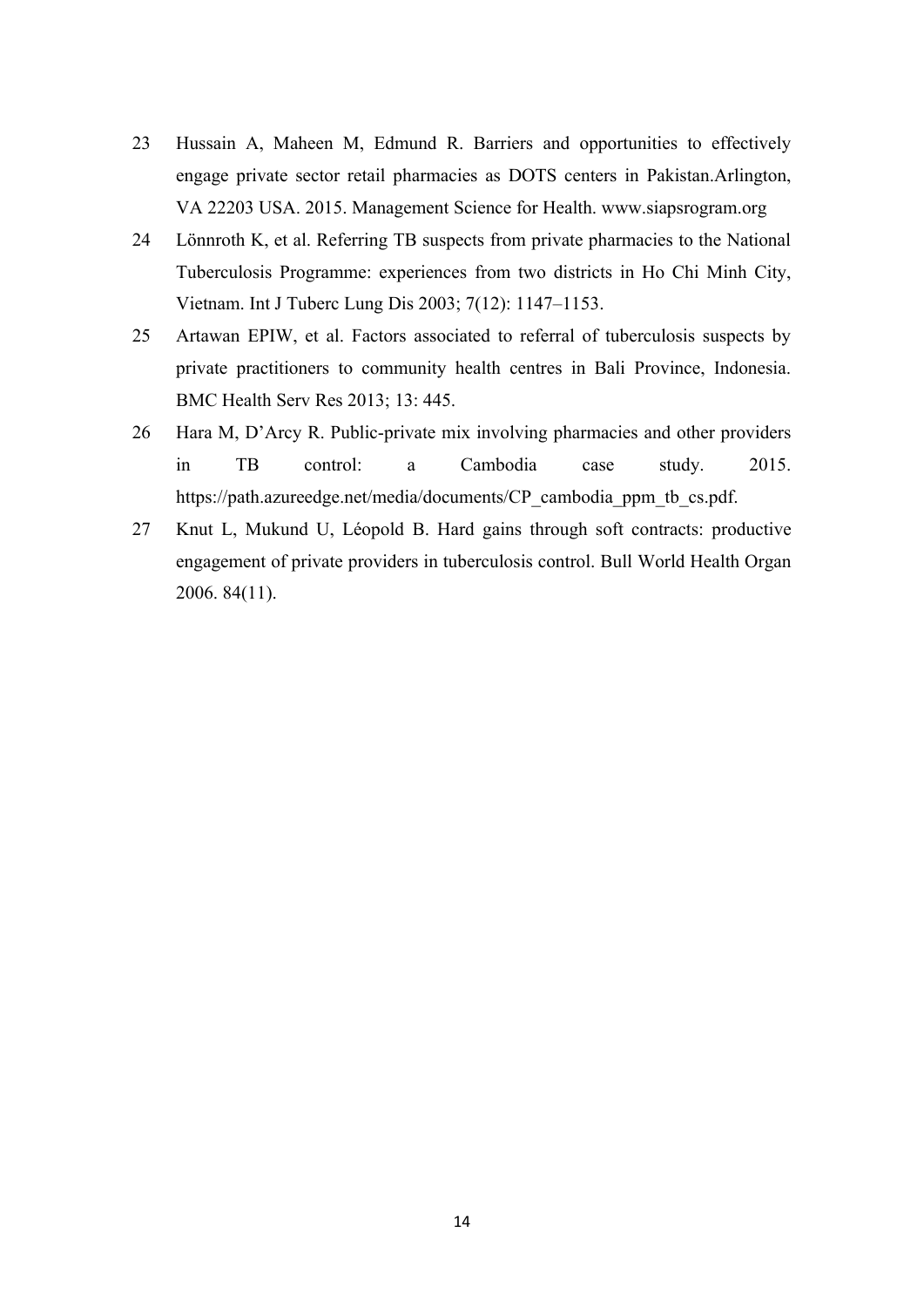23 Hussain A, Maheen M, Edmund R. Barriers and opportunities to effectively engage private sector retail pharmacies as DOTS centers in Pakistan.Arlington, VA 22203 USA. 2015. Management Science for Health. www.siapsrogram.org

24 Lönnroth K, et al. Referring TB suspects from private pharmacies to the National Tuberculosis Programme: experiences from two districts in Ho Chi Minh City, Vietnam. Int J Tuberc Lung Dis 2003; 7(12): 1147–1153.

25 Artawan EPIW, et al. Factors associated to referral of tuberculosis suspects by private practitioners to community health centres in Bali Province, Indonesia. BMC Health Serv Res 2013; 13: 445.

26 Hara M, D'Arcy R. Public-private mix involving pharmacies and other providers in TB control: a Cambodia case study. 2015. https://path.azureedge.net/media/documents/CP_cambodia_ppm_tb_cs.pdf.

27 Knut L, Mukund U, Léopold B. Hard gains through soft contracts: productive engagement of private providers in tuberculosis control. Bull World Health Organ 2006. 84(11).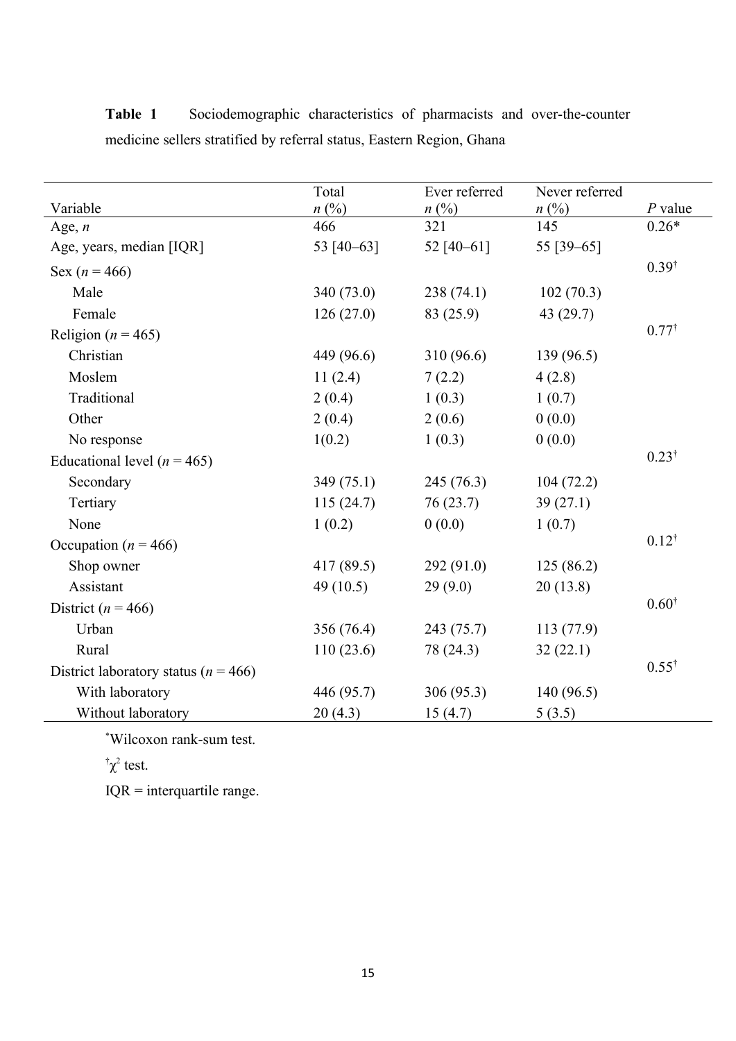**Table 1** Sociodemographic characteristics of pharmacists and over-the-counter medicine sellers stratified by referral status, Eastern Region, Ghana

| Variable | Total *n* (%) | Ever referred *n* (%) | Never referred *n* (%) | *P* value |
|---|---|---|---|---|
| Age, *n* | 466 | 321 | 145 | 0.26* |
| Age, years, median [IQR] | 53 [40–63] | 52 [40–61] | 55 [39–65] | |
| Sex (*n* = 466) | | | | 0.39† |
| Male | 340 (73.0) | 238 (74.1) | 102 (70.3) | |
| Female | 126 (27.0) | 83 (25.9) | 43 (29.7) | |
| Religion (*n* = 465) | | | | 0.77† |
| Christian | 449 (96.6) | 310 (96.6) | 139 (96.5) | |
| Moslem | 11 (2.4) | 7 (2.2) | 4 (2.8) | |
| Traditional | 2 (0.4) | 1 (0.3) | 1 (0.7) | |
| Other | 2 (0.4) | 2 (0.6) | 0 (0.0) | |
| No response | 1(0.2) | 1 (0.3) | 0 (0.0) | |
| Educational level (*n* = 465) | | | | 0.23† |
| Secondary | 349 (75.1) | 245 (76.3) | 104 (72.2) | |
| Tertiary | 115 (24.7) | 76 (23.7) | 39 (27.1) | |
| None | 1 (0.2) | 0 (0.0) | 1 (0.7) | |
| Occupation (*n* = 466) | | | | 0.12† |
| Shop owner | 417 (89.5) | 292 (91.0) | 125 (86.2) | |
| Assistant | 49 (10.5) | 29 (9.0) | 20 (13.8) | |
| District (*n* = 466) | | | | 0.60† |
| Urban | 356 (76.4) | 243 (75.7) | 113 (77.9) | |
| Rural | 110 (23.6) | 78 (24.3) | 32 (22.1) | |
| District laboratory status (*n* = 466) | | | | 0.55† |
| With laboratory | 446 (95.7) | 306 (95.3) | 140 (96.5) | |
| Without laboratory | 20 (4.3) | 15 (4.7) | 5 (3.5) | |

*Wilcoxon rank-sum test.

†$\chi^2$ test.

IQR = interquartile range.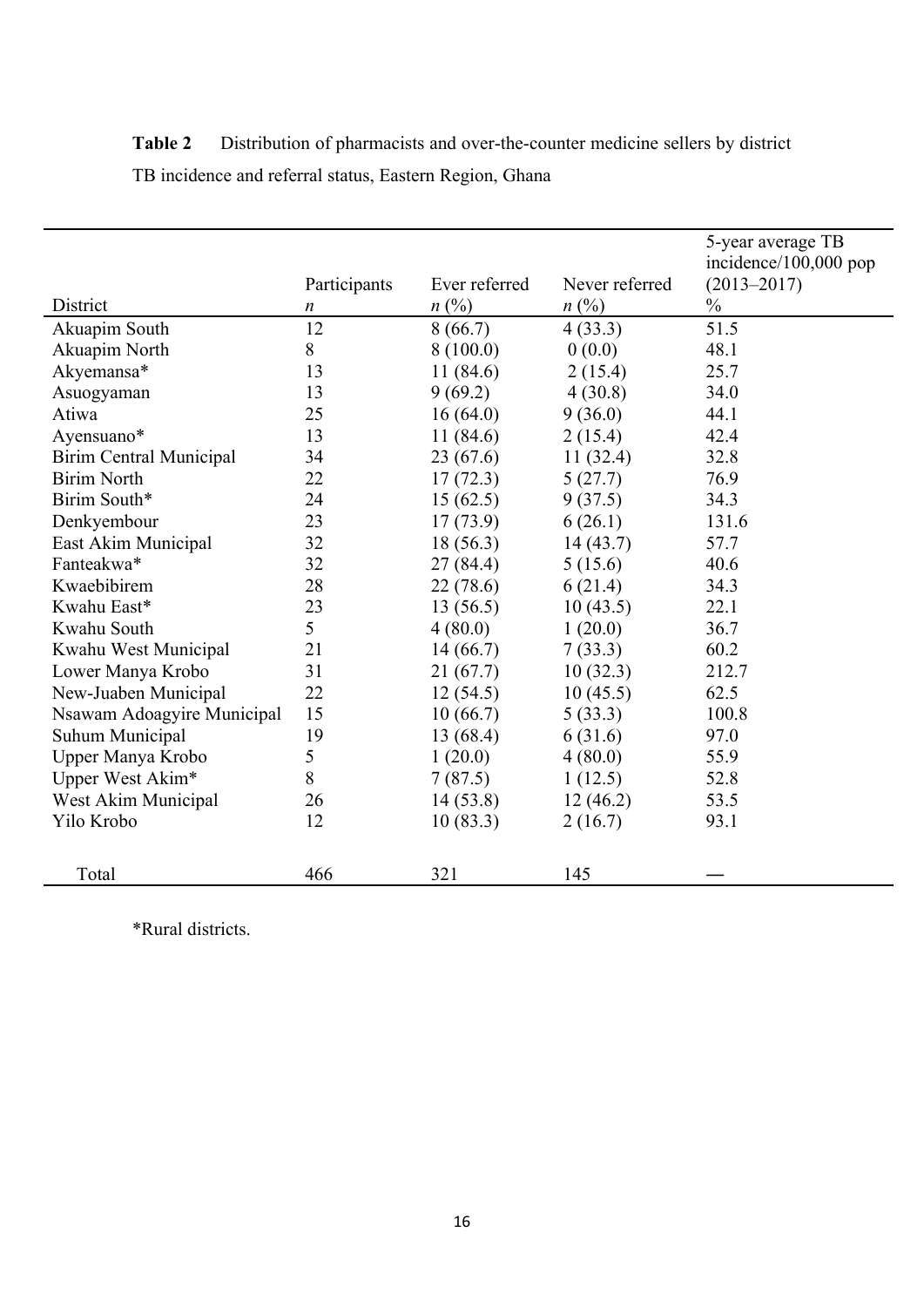**Table 2** Distribution of pharmacists and over-the-counter medicine sellers by district TB incidence and referral status, Eastern Region, Ghana

| District | Participants *n* | Ever referred *n* (%) | Never referred *n* (%) | 5-year average TB incidence/100,000 pop (2013–2017) % |
|---|---|---|---|---|
| Akuapim South | 12 | 8 (66.7) | 4 (33.3) | 51.5 |
| Akuapim North | 8 | 8 (100.0) | 0 (0.0) | 48.1 |
| Akyemansa* | 13 | 11 (84.6) | 2 (15.4) | 25.7 |
| Asuogyaman | 13 | 9 (69.2) | 4 (30.8) | 34.0 |
| Atiwa | 25 | 16 (64.0) | 9 (36.0) | 44.1 |
| Ayensuano* | 13 | 11 (84.6) | 2 (15.4) | 42.4 |
| Birim Central Municipal | 34 | 23 (67.6) | 11 (32.4) | 32.8 |
| Birim North | 22 | 17 (72.3) | 5 (27.7) | 76.9 |
| Birim South* | 24 | 15 (62.5) | 9 (37.5) | 34.3 |
| Denkyembour | 23 | 17 (73.9) | 6 (26.1) | 131.6 |
| East Akim Municipal | 32 | 18 (56.3) | 14 (43.7) | 57.7 |
| Fanteakwa* | 32 | 27 (84.4) | 5 (15.6) | 40.6 |
| Kwaebibirem | 28 | 22 (78.6) | 6 (21.4) | 34.3 |
| Kwahu East* | 23 | 13 (56.5) | 10 (43.5) | 22.1 |
| Kwahu South | 5 | 4 (80.0) | 1 (20.0) | 36.7 |
| Kwahu West Municipal | 21 | 14 (66.7) | 7 (33.3) | 60.2 |
| Lower Manya Krobo | 31 | 21 (67.7) | 10 (32.3) | 212.7 |
| New-Juaben Municipal | 22 | 12 (54.5) | 10 (45.5) | 62.5 |
| Nsawam Adoagyire Municipal | 15 | 10 (66.7) | 5 (33.3) | 100.8 |
| Suhum Municipal | 19 | 13 (68.4) | 6 (31.6) | 97.0 |
| Upper Manya Krobo | 5 | 1 (20.0) | 4 (80.0) | 55.9 |
| Upper West Akim* | 8 | 7 (87.5) | 1 (12.5) | 52.8 |
| West Akim Municipal | 26 | 14 (53.8) | 12 (46.2) | 53.5 |
| Yilo Krobo | 12 | 10 (83.3) | 2 (16.7) | 93.1 |
| Total | 466 | 321 | 145 | — |

*Rural districts.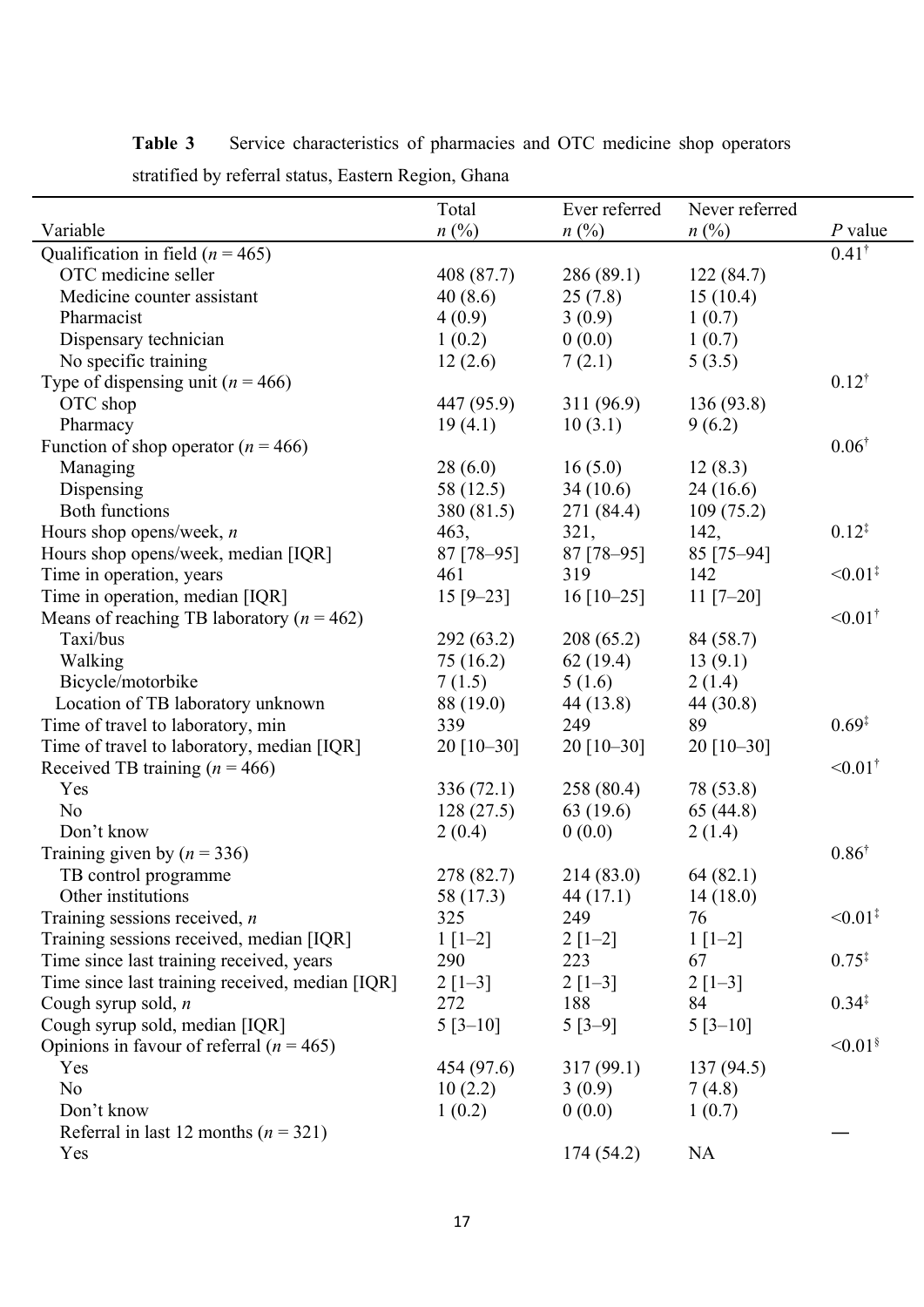**Table 3** Service characteristics of pharmacies and OTC medicine shop operators stratified by referral status, Eastern Region, Ghana

| Variable | Total *n* (%) | Ever referred *n* (%) | Never referred *n* (%) | *P* value |
|---|---|---|---|---|
| Qualification in field (*n* = 465) | | | | 0.41[†] |
| OTC medicine seller | 408 (87.7) | 286 (89.1) | 122 (84.7) | |
| Medicine counter assistant | 40 (8.6) | 25 (7.8) | 15 (10.4) | |
| Pharmacist | 4 (0.9) | 3 (0.9) | 1 (0.7) | |
| Dispensary technician | 1 (0.2) | 0 (0.0) | 1 (0.7) | |
| No specific training | 12 (2.6) | 7 (2.1) | 5 (3.5) | |
| Type of dispensing unit (*n* = 466) | | | | 0.12[†] |
| OTC shop | 447 (95.9) | 311 (96.9) | 136 (93.8) | |
| Pharmacy | 19 (4.1) | 10 (3.1) | 9 (6.2) | |
| Function of shop operator (*n* = 466) | | | | 0.06[†] |
| Managing | 28 (6.0) | 16 (5.0) | 12 (8.3) | |
| Dispensing | 58 (12.5) | 34 (10.6) | 24 (16.6) | |
| Both functions | 380 (81.5) | 271 (84.4) | 109 (75.2) | |
| Hours shop opens/week, *n* | 463, | 321, | 142, | 0.12[‡] |
| Hours shop opens/week, median [IQR] | 87 [78–95] | 87 [78–95] | 85 [75–94] | |
| Time in operation, years | 461 | 319 | 142 | <0.01[‡] |
| Time in operation, median [IQR] | 15 [9–23] | 16 [10–25] | 11 [7–20] | |
| Means of reaching TB laboratory (*n* = 462) | | | | <0.01[†] |
| Taxi/bus | 292 (63.2) | 208 (65.2) | 84 (58.7) | |
| Walking | 75 (16.2) | 62 (19.4) | 13 (9.1) | |
| Bicycle/motorbike | 7 (1.5) | 5 (1.6) | 2 (1.4) | |
| Location of TB laboratory unknown | 88 (19.0) | 44 (13.8) | 44 (30.8) | |
| Time of travel to laboratory, min | 339 | 249 | 89 | 0.69[‡] |
| Time of travel to laboratory, median [IQR] | 20 [10–30] | 20 [10–30] | 20 [10–30] | |
| Received TB training (*n* = 466) | | | | <0.01[†] |
| Yes | 336 (72.1) | 258 (80.4) | 78 (53.8) | |
| No | 128 (27.5) | 63 (19.6) | 65 (44.8) | |
| Don't know | 2 (0.4) | 0 (0.0) | 2 (1.4) | |
| Training given by (*n* = 336) | | | | 0.86[†] |
| TB control programme | 278 (82.7) | 214 (83.0) | 64 (82.1) | |
| Other institutions | 58 (17.3) | 44 (17.1) | 14 (18.0) | |
| Training sessions received, *n* | 325 | 249 | 76 | <0.01[‡] |
| Training sessions received, median [IQR] | 1 [1–2] | 2 [1–2] | 1 [1–2] | |
| Time since last training received, years | 290 | 223 | 67 | 0.75[‡] |
| Time since last training received, median [IQR] | 2 [1–3] | 2 [1–3] | 2 [1–3] | |
| Cough syrup sold, *n* | 272 | 188 | 84 | 0.34[‡] |
| Cough syrup sold, median [IQR] | 5 [3–10] | 5 [3–9] | 5 [3–10] | |
| Opinions in favour of referral (*n* = 465) | | | | <0.01[§] |
| Yes | 454 (97.6) | 317 (99.1) | 137 (94.5) | |
| No | 10 (2.2) | 3 (0.9) | 7 (4.8) | |
| Don't know | 1 (0.2) | 0 (0.0) | 1 (0.7) | |
| Referral in last 12 months (*n* = 321) | | | | — |
| Yes | | 174 (54.2) | NA | |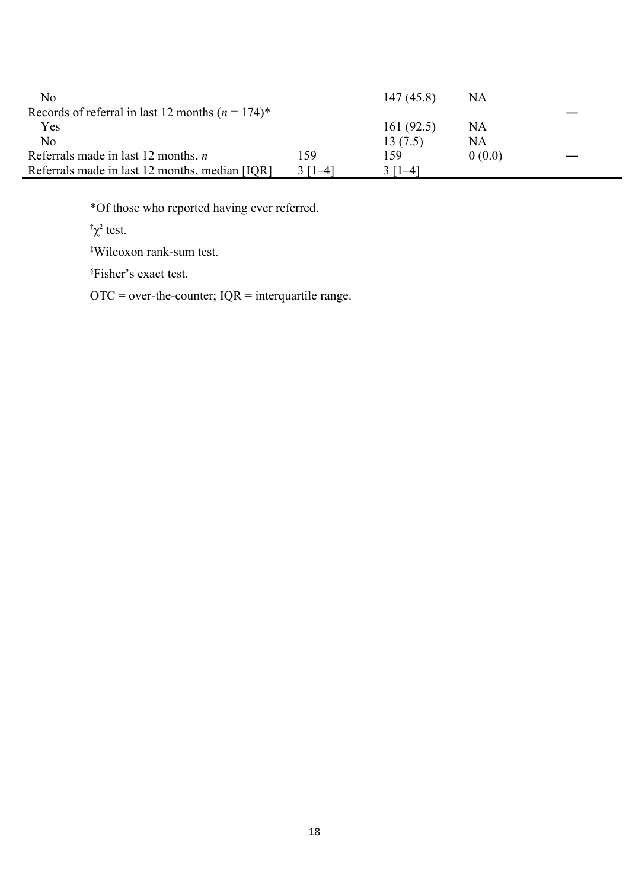| | | | | |
|---|---|---|---|---|
| No | | 147 (45.8) | NA | |
| Records of referral in last 12 months ($n$ = 174)* | | | | — |
| Yes | | 161 (92.5) | NA | |
| No | | 13 (7.5) | NA | |
| Referrals made in last 12 months, $n$ | 159 | 159 | 0 (0.0) | — |
| Referrals made in last 12 months, median [IQR] | 3 [1–4] | 3 [1–4] | | |

*Of those who reported having ever referred.

†$\chi^2$ test.

‡Wilcoxon rank-sum test.

§Fisher's exact test.

OTC = over-the-counter; IQR = interquartile range.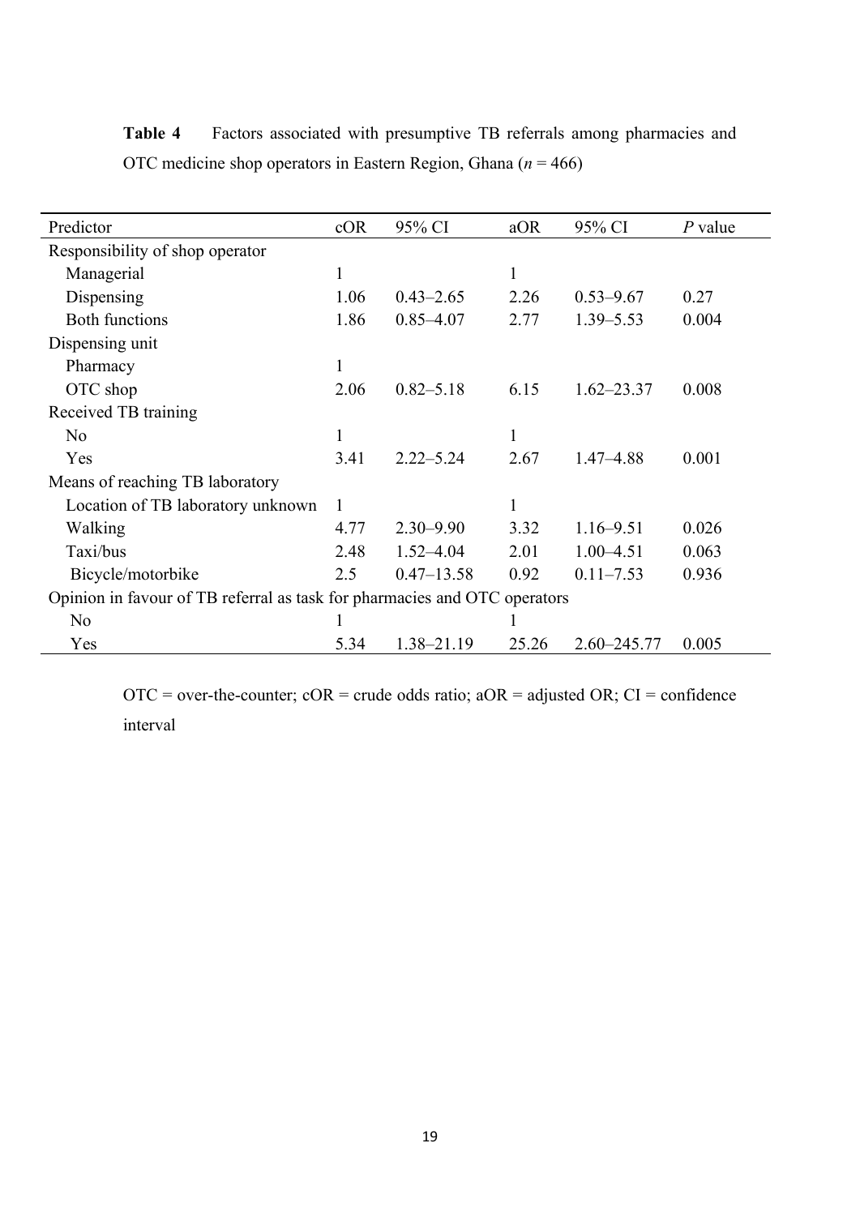**Table 4** Factors associated with presumptive TB referrals among pharmacies and OTC medicine shop operators in Eastern Region, Ghana (*n* = 466)

| Predictor | cOR | 95% CI | aOR | 95% CI | *P* value |
|---|---|---|---|---|---|
| Responsibility of shop operator | | | | | |
| Managerial | 1 | | 1 | | |
| Dispensing | 1.06 | 0.43–2.65 | 2.26 | 0.53–9.67 | 0.27 |
| Both functions | 1.86 | 0.85–4.07 | 2.77 | 1.39–5.53 | 0.004 |
| Dispensing unit | | | | | |
| Pharmacy | 1 | | | | |
| OTC shop | 2.06 | 0.82–5.18 | 6.15 | 1.62–23.37 | 0.008 |
| Received TB training | | | | | |
| No | 1 | | 1 | | |
| Yes | 3.41 | 2.22–5.24 | 2.67 | 1.47–4.88 | 0.001 |
| Means of reaching TB laboratory | | | | | |
| Location of TB laboratory unknown | 1 | | 1 | | |
| Walking | 4.77 | 2.30–9.90 | 3.32 | 1.16–9.51 | 0.026 |
| Taxi/bus | 2.48 | 1.52–4.04 | 2.01 | 1.00–4.51 | 0.063 |
| Bicycle/motorbike | 2.5 | 0.47–13.58 | 0.92 | 0.11–7.53 | 0.936 |
| Opinion in favour of TB referral as task for pharmacies and OTC operators | | | | | |
| No | 1 | | 1 | | |
| Yes | 5.34 | 1.38–21.19 | 25.26 | 2.60–245.77 | 0.005 |

OTC = over-the-counter; cOR = crude odds ratio; aOR = adjusted OR; CI = confidence interval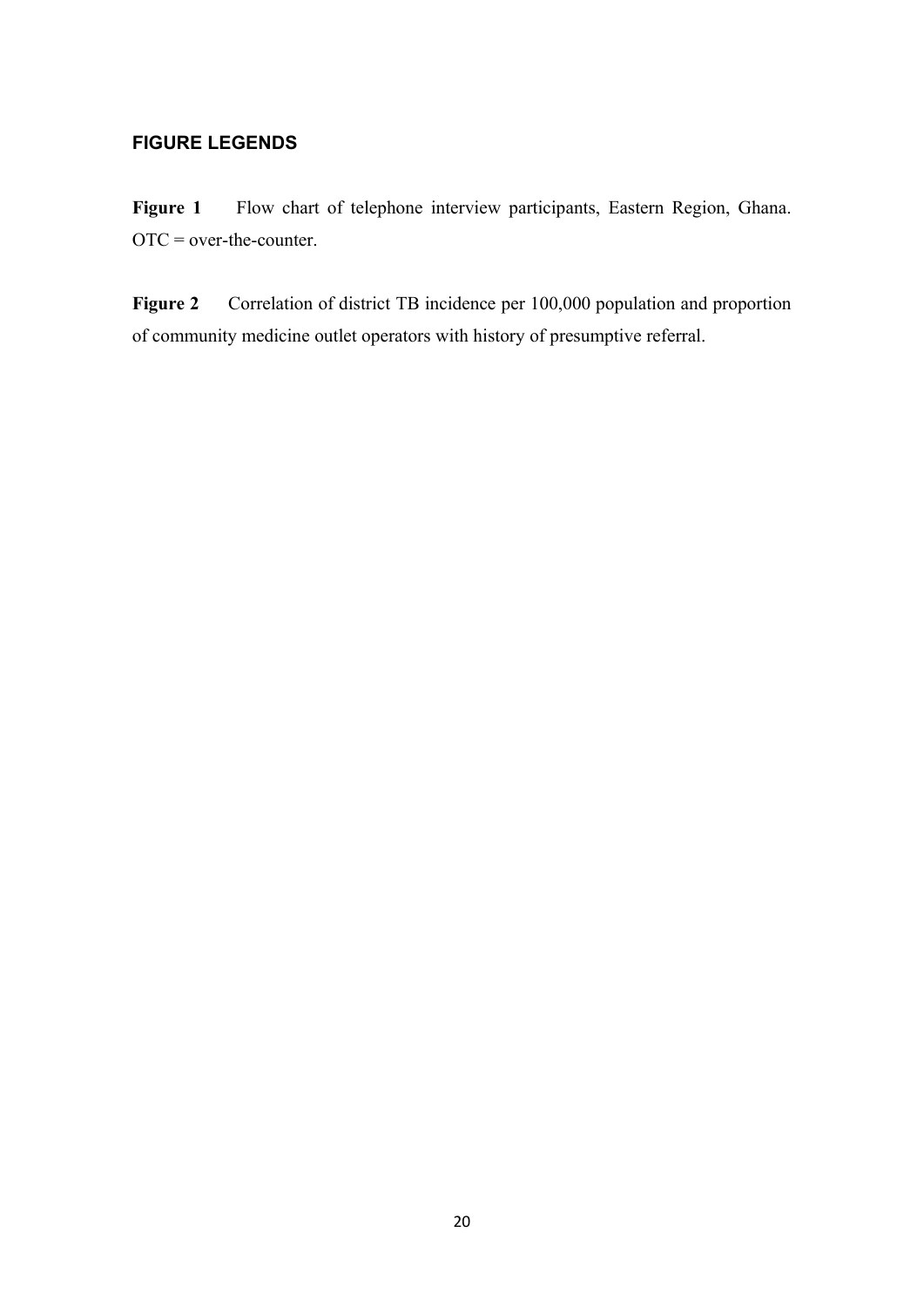## FIGURE LEGENDS

**Figure 1** Flow chart of telephone interview participants, Eastern Region, Ghana. OTC = over-the-counter.

**Figure 2** Correlation of district TB incidence per 100,000 population and proportion of community medicine outlet operators with history of presumptive referral.